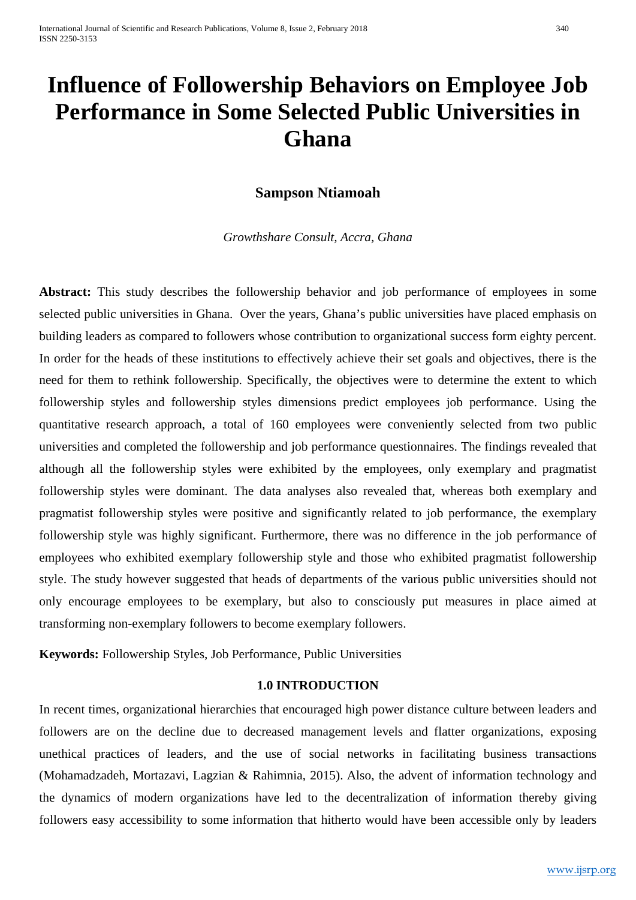# Influence of Followership Behaviors on Employee Job Performance in Some Selected Public Universities in Ghana

**Sampson Ntiamoah**

*Growthshare Consult, Accra, Ghana*

**Abstract:** This study describes the followership behavior and job performance of employees in some selected public universities in Ghana. Over the years, Ghana's public universities have placed emphasis on building leaders as compared to followers whose contribution to organizational success form eighty percent. In order for the heads of these institutions to effectively achieve their set goals and objectives, there is the need for them to rethink followership. Specifically, the objectives were to determine the extent to which followership styles and followership styles dimensions predict employees job performance. Using the quantitative research approach, a total of 160 employees were conveniently selected from two public universities and completed the followership and job performance questionnaires. The findings revealed that although all the followership styles were exhibited by the employees, only exemplary and pragmatist followership styles were dominant. The data analyses also revealed that, whereas both exemplary and pragmatist followership styles were positive and significantly related to job performance, the exemplary followership style was highly significant. Furthermore, there was no difference in the job performance of employees who exhibited exemplary followership style and those who exhibited pragmatist followership style. The study however suggested that heads of departments of the various public universities should not only encourage employees to be exemplary, but also to consciously put measures in place aimed at transforming non-exemplary followers to become exemplary followers.

**Keywords:** Followership Styles, Job Performance, Public Universities

## 1.0 INTRODUCTION

In recent times, organizational hierarchies that encouraged high power distance culture between leaders and followers are on the decline due to decreased management levels and flatter organizations, exposing unethical practices of leaders, and the use of social networks in facilitating business transactions (Mohamadzadeh, Mortazavi, Lagzian & Rahimnia, 2015). Also, the advent of information technology and the dynamics of modern organizations have led to the decentralization of information thereby giving followers easy accessibility to some information that hitherto would have been accessible only by leaders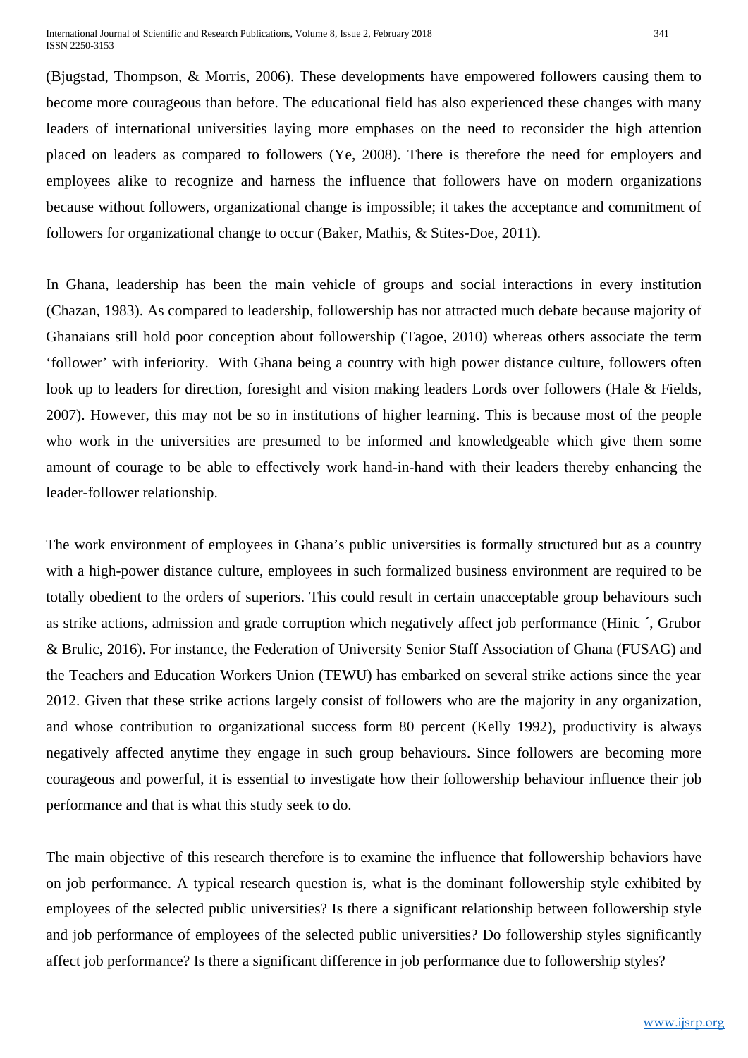(Bjugstad, Thompson, & Morris, 2006). These developments have empowered followers causing them to become more courageous than before. The educational field has also experienced these changes with many leaders of international universities laying more emphases on the need to reconsider the high attention placed on leaders as compared to followers (Ye, 2008). There is therefore the need for employers and employees alike to recognize and harness the influence that followers have on modern organizations because without followers, organizational change is impossible; it takes the acceptance and commitment of followers for organizational change to occur (Baker, Mathis, & Stites-Doe, 2011).

In Ghana, leadership has been the main vehicle of groups and social interactions in every institution (Chazan, 1983). As compared to leadership, followership has not attracted much debate because majority of Ghanaians still hold poor conception about followership (Tagoe, 2010) whereas others associate the term 'follower' with inferiority. With Ghana being a country with high power distance culture, followers often look up to leaders for direction, foresight and vision making leaders Lords over followers (Hale & Fields, 2007). However, this may not be so in institutions of higher learning. This is because most of the people who work in the universities are presumed to be informed and knowledgeable which give them some amount of courage to be able to effectively work hand-in-hand with their leaders thereby enhancing the leader-follower relationship.

The work environment of employees in Ghana's public universities is formally structured but as a country with a high-power distance culture, employees in such formalized business environment are required to be totally obedient to the orders of superiors. This could result in certain unacceptable group behaviours such as strike actions, admission and grade corruption which negatively affect job performance (Hinic ´, Grubor & Brulic, 2016). For instance, the Federation of University Senior Staff Association of Ghana (FUSAG) and the Teachers and Education Workers Union (TEWU) has embarked on several strike actions since the year 2012. Given that these strike actions largely consist of followers who are the majority in any organization, and whose contribution to organizational success form 80 percent (Kelly 1992), productivity is always negatively affected anytime they engage in such group behaviours. Since followers are becoming more courageous and powerful, it is essential to investigate how their followership behaviour influence their job performance and that is what this study seek to do.

The main objective of this research therefore is to examine the influence that followership behaviors have on job performance. A typical research question is, what is the dominant followership style exhibited by employees of the selected public universities? Is there a significant relationship between followership style and job performance of employees of the selected public universities? Do followership styles significantly affect job performance? Is there a significant difference in job performance due to followership styles?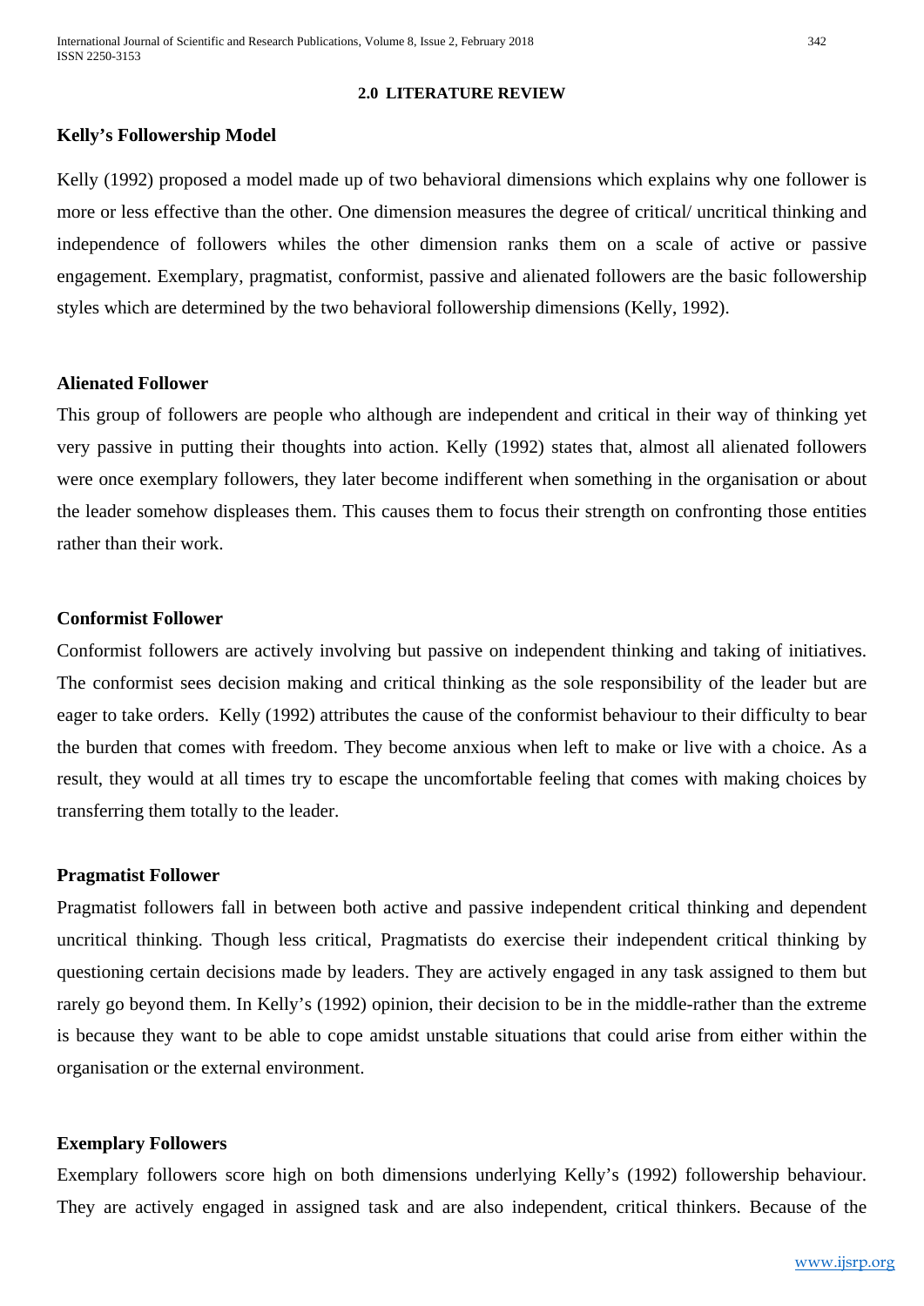## 2.0 LITERATURE REVIEW

### Kelly's Followership Model

Kelly (1992) proposed a model made up of two behavioral dimensions which explains why one follower is more or less effective than the other. One dimension measures the degree of critical/ uncritical thinking and independence of followers whiles the other dimension ranks them on a scale of active or passive engagement. Exemplary, pragmatist, conformist, passive and alienated followers are the basic followership styles which are determined by the two behavioral followership dimensions (Kelly, 1992).

### Alienated Follower

This group of followers are people who although are independent and critical in their way of thinking yet very passive in putting their thoughts into action. Kelly (1992) states that, almost all alienated followers were once exemplary followers, they later become indifferent when something in the organisation or about the leader somehow displeases them. This causes them to focus their strength on confronting those entities rather than their work.

### Conformist Follower

Conformist followers are actively involving but passive on independent thinking and taking of initiatives. The conformist sees decision making and critical thinking as the sole responsibility of the leader but are eager to take orders. Kelly (1992) attributes the cause of the conformist behaviour to their difficulty to bear the burden that comes with freedom. They become anxious when left to make or live with a choice. As a result, they would at all times try to escape the uncomfortable feeling that comes with making choices by transferring them totally to the leader.

### Pragmatist Follower

Pragmatist followers fall in between both active and passive independent critical thinking and dependent uncritical thinking. Though less critical, Pragmatists do exercise their independent critical thinking by questioning certain decisions made by leaders. They are actively engaged in any task assigned to them but rarely go beyond them. In Kelly's (1992) opinion, their decision to be in the middle-rather than the extreme is because they want to be able to cope amidst unstable situations that could arise from either within the organisation or the external environment.

### Exemplary Followers

Exemplary followers score high on both dimensions underlying Kelly's (1992) followership behaviour. They are actively engaged in assigned task and are also independent, critical thinkers. Because of the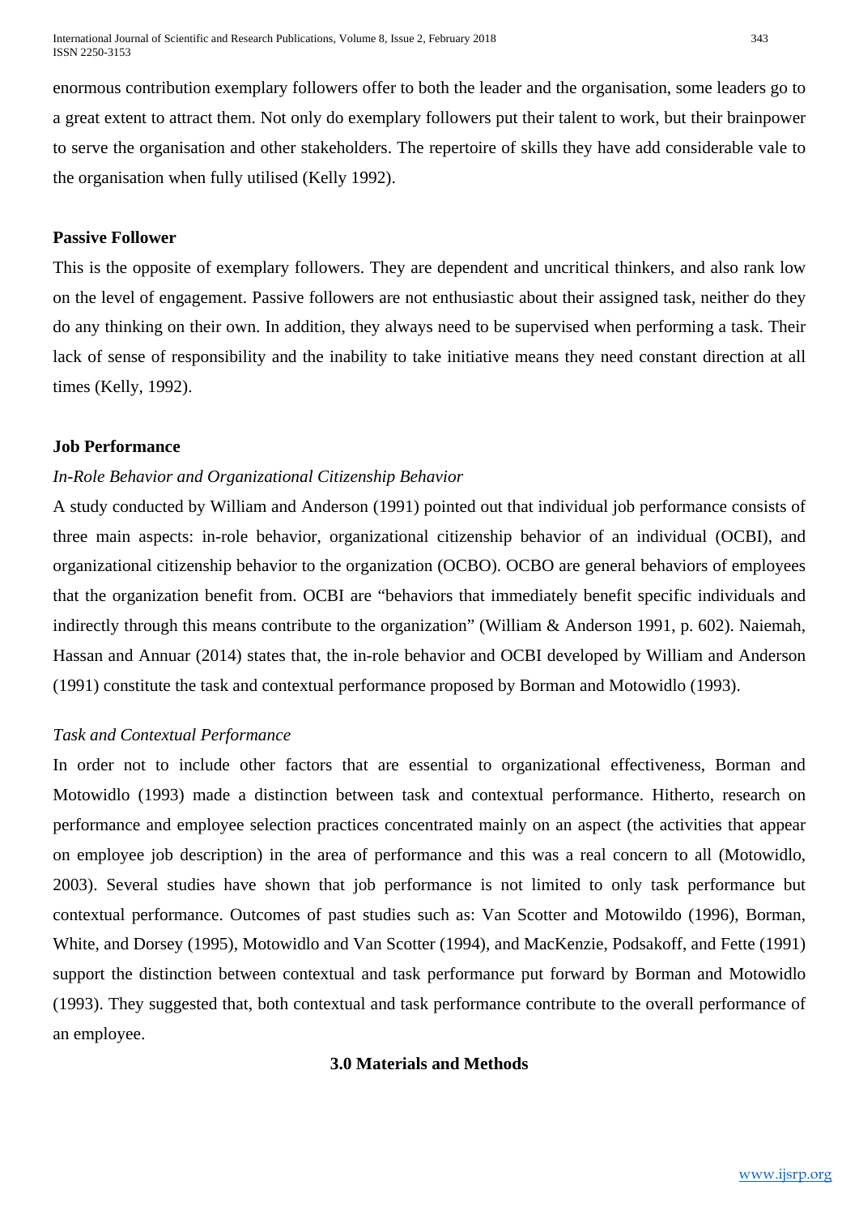enormous contribution exemplary followers offer to both the leader and the organisation, some leaders go to a great extent to attract them. Not only do exemplary followers put their talent to work, but their brainpower to serve the organisation and other stakeholders. The repertoire of skills they have add considerable vale to the organisation when fully utilised (Kelly 1992).

**Passive Follower**

This is the opposite of exemplary followers. They are dependent and uncritical thinkers, and also rank low on the level of engagement. Passive followers are not enthusiastic about their assigned task, neither do they do any thinking on their own. In addition, they always need to be supervised when performing a task. Their lack of sense of responsibility and the inability to take initiative means they need constant direction at all times (Kelly, 1992).

**Job Performance**

*In-Role Behavior and Organizational Citizenship Behavior*

A study conducted by William and Anderson (1991) pointed out that individual job performance consists of three main aspects: in-role behavior, organizational citizenship behavior of an individual (OCBI), and organizational citizenship behavior to the organization (OCBO). OCBO are general behaviors of employees that the organization benefit from. OCBI are "behaviors that immediately benefit specific individuals and indirectly through this means contribute to the organization" (William & Anderson 1991, p. 602). Naiemah, Hassan and Annuar (2014) states that, the in-role behavior and OCBI developed by William and Anderson (1991) constitute the task and contextual performance proposed by Borman and Motowidlo (1993).

*Task and Contextual Performance*

In order not to include other factors that are essential to organizational effectiveness, Borman and Motowidlo (1993) made a distinction between task and contextual performance. Hitherto, research on performance and employee selection practices concentrated mainly on an aspect (the activities that appear on employee job description) in the area of performance and this was a real concern to all (Motowidlo, 2003). Several studies have shown that job performance is not limited to only task performance but contextual performance. Outcomes of past studies such as: Van Scotter and Motowildo (1996), Borman, White, and Dorsey (1995), Motowidlo and Van Scotter (1994), and MacKenzie, Podsakoff, and Fette (1991) support the distinction between contextual and task performance put forward by Borman and Motowidlo (1993). They suggested that, both contextual and task performance contribute to the overall performance of an employee.

## 3.0 Materials and Methods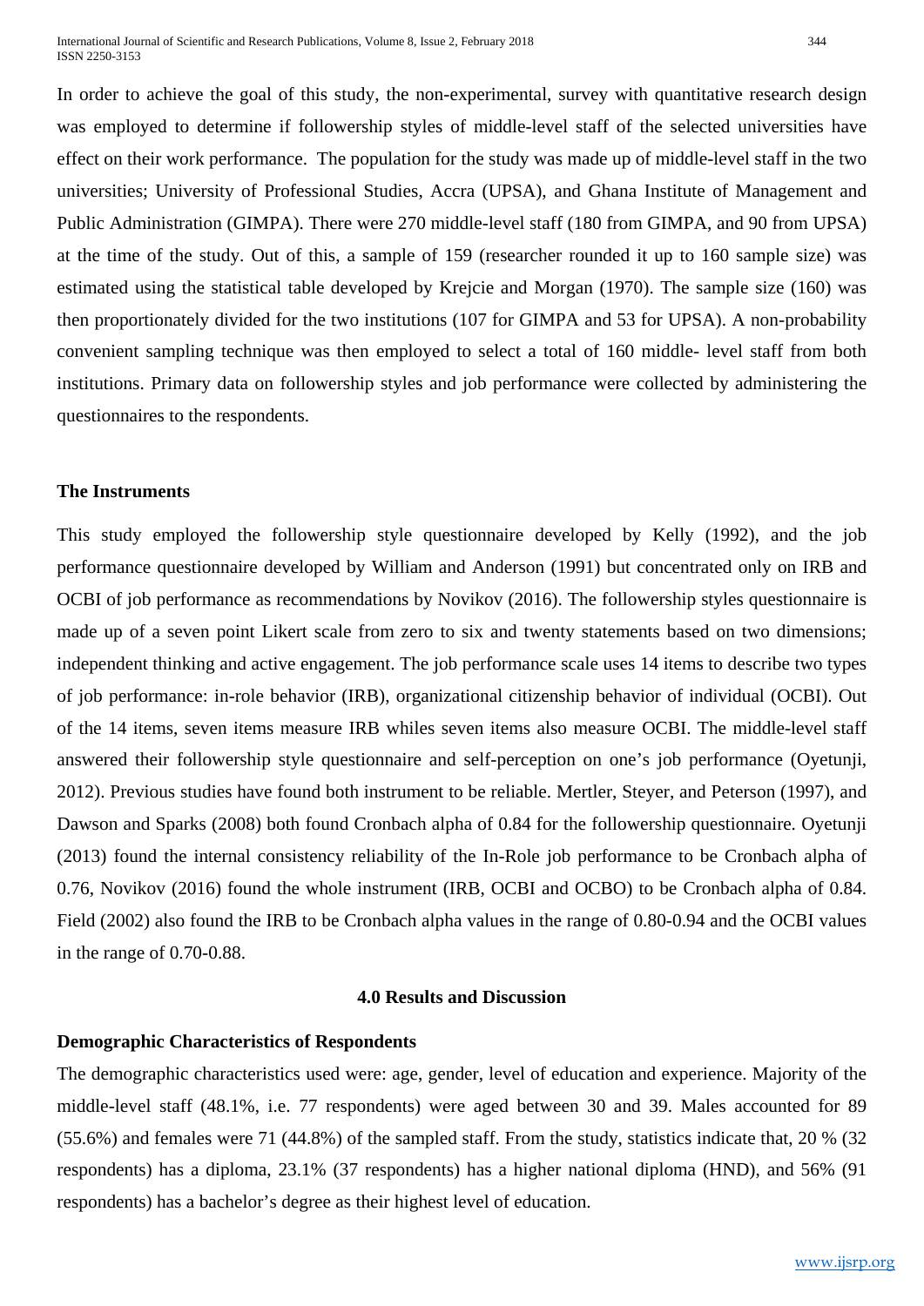In order to achieve the goal of this study, the non-experimental, survey with quantitative research design was employed to determine if followership styles of middle-level staff of the selected universities have effect on their work performance. The population for the study was made up of middle-level staff in the two universities; University of Professional Studies, Accra (UPSA), and Ghana Institute of Management and Public Administration (GIMPA). There were 270 middle-level staff (180 from GIMPA, and 90 from UPSA) at the time of the study. Out of this, a sample of 159 (researcher rounded it up to 160 sample size) was estimated using the statistical table developed by Krejcie and Morgan (1970). The sample size (160) was then proportionately divided for the two institutions (107 for GIMPA and 53 for UPSA). A non-probability convenient sampling technique was then employed to select a total of 160 middle- level staff from both institutions. Primary data on followership styles and job performance were collected by administering the questionnaires to the respondents.

### The Instruments

This study employed the followership style questionnaire developed by Kelly (1992), and the job performance questionnaire developed by William and Anderson (1991) but concentrated only on IRB and OCBI of job performance as recommendations by Novikov (2016). The followership styles questionnaire is made up of a seven point Likert scale from zero to six and twenty statements based on two dimensions; independent thinking and active engagement. The job performance scale uses 14 items to describe two types of job performance: in-role behavior (IRB), organizational citizenship behavior of individual (OCBI). Out of the 14 items, seven items measure IRB whiles seven items also measure OCBI. The middle-level staff answered their followership style questionnaire and self-perception on one's job performance (Oyetunji, 2012). Previous studies have found both instrument to be reliable. Mertler, Steyer, and Peterson (1997), and Dawson and Sparks (2008) both found Cronbach alpha of 0.84 for the followership questionnaire. Oyetunji (2013) found the internal consistency reliability of the In-Role job performance to be Cronbach alpha of 0.76, Novikov (2016) found the whole instrument (IRB, OCBI and OCBO) to be Cronbach alpha of 0.84. Field (2002) also found the IRB to be Cronbach alpha values in the range of 0.80-0.94 and the OCBI values in the range of 0.70-0.88.

## 4.0 Results and Discussion

### Demographic Characteristics of Respondents

The demographic characteristics used were: age, gender, level of education and experience. Majority of the middle-level staff (48.1%, i.e. 77 respondents) were aged between 30 and 39. Males accounted for 89 (55.6%) and females were 71 (44.8%) of the sampled staff. From the study, statistics indicate that, 20 % (32 respondents) has a diploma, 23.1% (37 respondents) has a higher national diploma (HND), and 56% (91 respondents) has a bachelor's degree as their highest level of education.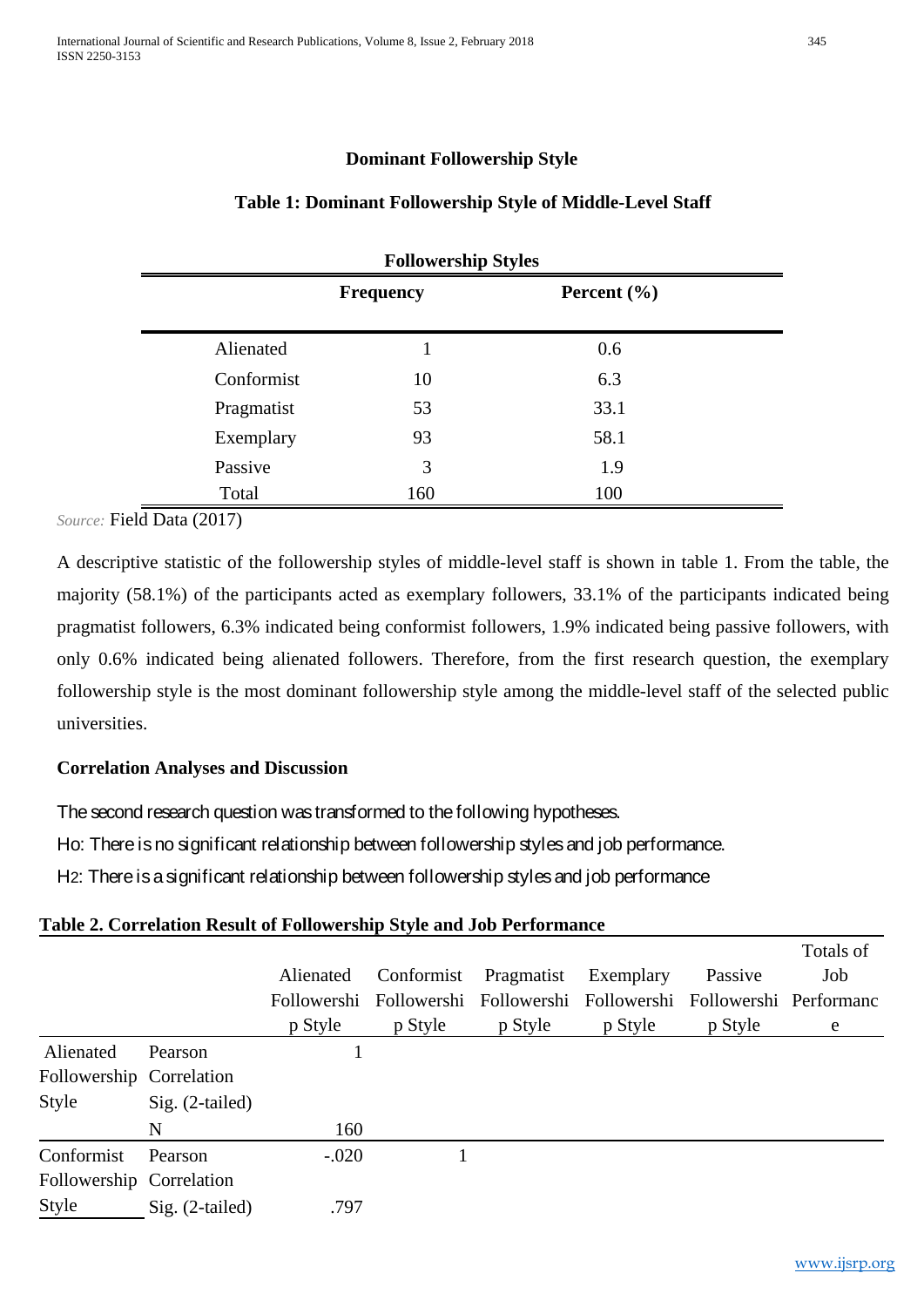### Dominant Followership Style

**Table 1: Dominant Followership Style of Middle-Level Staff**

| Followership Styles | Frequency | Percent (%) |
|---|---|---|
| Alienated | 1 | 0.6 |
| Conformist | 10 | 6.3 |
| Pragmatist | 53 | 33.1 |
| Exemplary | 93 | 58.1 |
| Passive | 3 | 1.9 |
| Total | 160 | 100 |

*Source:* Field Data (2017)

A descriptive statistic of the followership styles of middle-level staff is shown in table 1. From the table, the majority (58.1%) of the participants acted as exemplary followers, 33.1% of the participants indicated being pragmatist followers, 6.3% indicated being conformist followers, 1.9% indicated being passive followers, with only 0.6% indicated being alienated followers. Therefore, from the first research question, the exemplary followership style is the most dominant followership style among the middle-level staff of the selected public universities.

### Correlation Analyses and Discussion

The second research question was transformed to the following hypotheses.

Ho: There is no significant relationship between followership styles and job performance.

H2: There is a significant relationship between followership styles and job performance

**Table 2. Correlation Result of Followership Style and Job Performance**

| | | Alienated Followership Style | Conformist Followership Style | Pragmatist Followership Style | Exemplary Followership Style | Passive Followership Style | Totals of Job Performance |
|---|---|---|---|---|---|---|---|
| Alienated Followership Style | Pearson Correlation | 1 | | | | | |
| | Sig. (2-tailed) | | | | | | |
| | N | 160 | | | | | |
| Conformist Followership Style | Pearson Correlation | -.020 | 1 | | | | |
| | Sig. (2-tailed) | .797 | | | | | |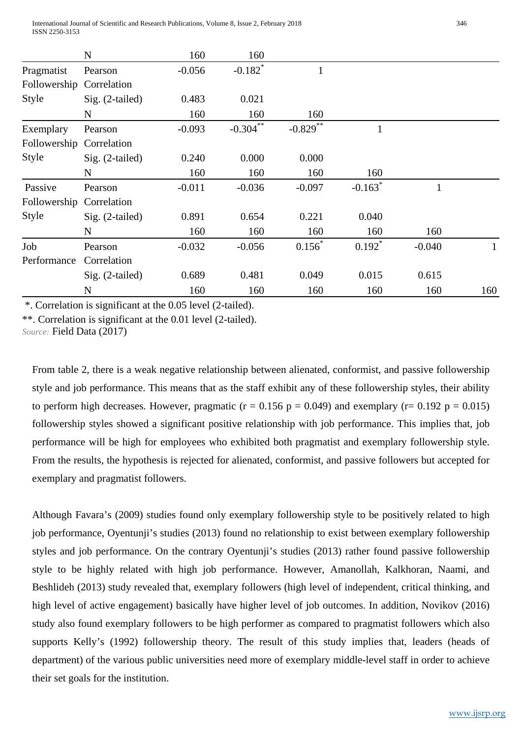| | | | | | | | |
|---|---|---|---|---|---|---|---|
| | N | 160 | 160 | | | | |
| Pragmatist Followership Style | Pearson Correlation | -0.056 | -0.182* | 1 | | | |
| | Sig. (2-tailed) | 0.483 | 0.021 | | | | |
| | N | 160 | 160 | 160 | | | |
| Exemplary Followership Style | Pearson Correlation | -0.093 | -0.304** | -0.829** | 1 | | |
| | Sig. (2-tailed) | 0.240 | 0.000 | 0.000 | | | |
| | N | 160 | 160 | 160 | 160 | | |
| Passive Followership Style | Pearson Correlation | -0.011 | -0.036 | -0.097 | -0.163* | 1 | |
| | Sig. (2-tailed) | 0.891 | 0.654 | 0.221 | 0.040 | | |
| | N | 160 | 160 | 160 | 160 | 160 | |
| Job Performance | Pearson Correlation | -0.032 | -0.056 | 0.156* | 0.192* | -0.040 | 1 |
| | Sig. (2-tailed) | 0.689 | 0.481 | 0.049 | 0.015 | 0.615 | |
| | N | 160 | 160 | 160 | 160 | 160 | 160 |

*. Correlation is significant at the 0.05 level (2-tailed).

**. Correlation is significant at the 0.01 level (2-tailed).

*Source:* Field Data (2017)

From table 2, there is a weak negative relationship between alienated, conformist, and passive followership style and job performance. This means that as the staff exhibit any of these followership styles, their ability to perform high decreases. However, pragmatic ($r = 0.156$ $p = 0.049$) and exemplary ($r = 0.192$ $p = 0.015$) followership styles showed a significant positive relationship with job performance. This implies that, job performance will be high for employees who exhibited both pragmatist and exemplary followership style. From the results, the hypothesis is rejected for alienated, conformist, and passive followers but accepted for exemplary and pragmatist followers.

Although Favara's (2009) studies found only exemplary followership style to be positively related to high job performance, Oyentunji's studies (2013) found no relationship to exist between exemplary followership styles and job performance. On the contrary Oyentunji's studies (2013) rather found passive followership style to be highly related with high job performance. However, Amanollah, Kalkhoran, Naami, and Beshlideh (2013) study revealed that, exemplary followers (high level of independent, critical thinking, and high level of active engagement) basically have higher level of job outcomes. In addition, Novikov (2016) study also found exemplary followers to be high performer as compared to pragmatist followers which also supports Kelly's (1992) followership theory. The result of this study implies that, leaders (heads of department) of the various public universities need more of exemplary middle-level staff in order to achieve their set goals for the institution.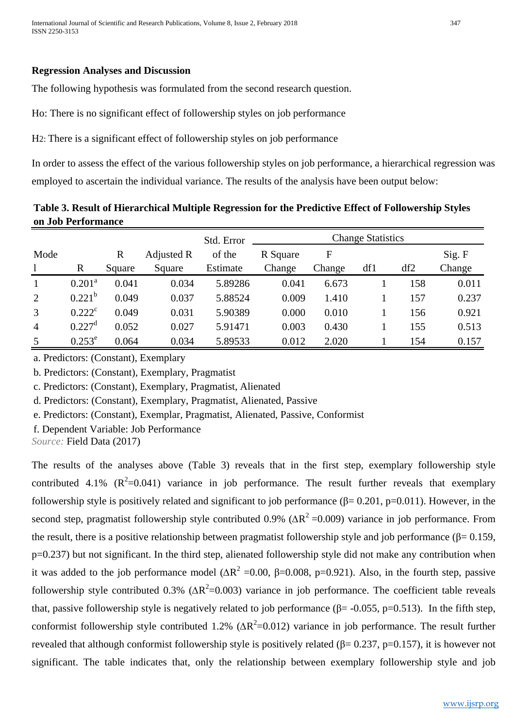**Regression Analyses and Discussion**

The following hypothesis was formulated from the second research question.

Ho: There is no significant effect of followership styles on job performance

H2: There is a significant effect of followership styles on job performance

In order to assess the effect of the various followership styles on job performance, a hierarchical regression was employed to ascertain the individual variance. The results of the analysis have been output below:

**Table 3. Result of Hierarchical Multiple Regression for the Predictive Effect of Followership Styles on Job Performance**

| Model | R | R Square | Adjusted R Square | Std. Error of the Estimate | Change Statistics | | | | |
|---|---|---|---|---|---|---|---|---|---|
| | | | | | R Square Change | F Change | df1 | df2 | Sig. F Change |
| 1 | 0.201[a] | 0.041 | 0.034 | 5.89286 | 0.041 | 6.673 | 1 | 158 | 0.011 |
| 2 | 0.221[b] | 0.049 | 0.037 | 5.88524 | 0.009 | 1.410 | 1 | 157 | 0.237 |
| 3 | 0.222[c] | 0.049 | 0.031 | 5.90389 | 0.000 | 0.010 | 1 | 156 | 0.921 |
| 4 | 0.227[d] | 0.052 | 0.027 | 5.91471 | 0.003 | 0.430 | 1 | 155 | 0.513 |
| 5 | 0.253[e] | 0.064 | 0.034 | 5.89533 | 0.012 | 2.020 | 1 | 154 | 0.157 |

a. Predictors: (Constant), Exemplary

b. Predictors: (Constant), Exemplary, Pragmatist

c. Predictors: (Constant), Exemplary, Pragmatist, Alienated

d. Predictors: (Constant), Exemplary, Pragmatist, Alienated, Passive

e. Predictors: (Constant), Exemplar, Pragmatist, Alienated, Passive, Conformist

f. Dependent Variable: Job Performance

*Source:* Field Data (2017)

The results of the analyses above (Table 3) reveals that in the first step, exemplary followership style contributed 4.1% ($R^2$=0.041) variance in job performance. The result further reveals that exemplary followership style is positively related and significant to job performance ($\beta$= 0.201, p=0.011). However, in the second step, pragmatist followership style contributed 0.9% ($\Delta R^2$ =0.009) variance in job performance. From the result, there is a positive relationship between pragmatist followership style and job performance ($\beta$= 0.159, p=0.237) but not significant. In the third step, alienated followership style did not make any contribution when it was added to the job performance model ($\Delta R^2$ =0.00, $\beta$=0.008, p=0.921). Also, in the fourth step, passive followership style contributed 0.3% ($\Delta R^2$=0.003) variance in job performance. The coefficient table reveals that, passive followership style is negatively related to job performance ($\beta$= -0.055, p=0.513). In the fifth step, conformist followership style contributed 1.2% ($\Delta R^2$=0.012) variance in job performance. The result further revealed that although conformist followership style is positively related ($\beta$= 0.237, p=0.157), it is however not significant. The table indicates that, only the relationship between exemplary followership style and job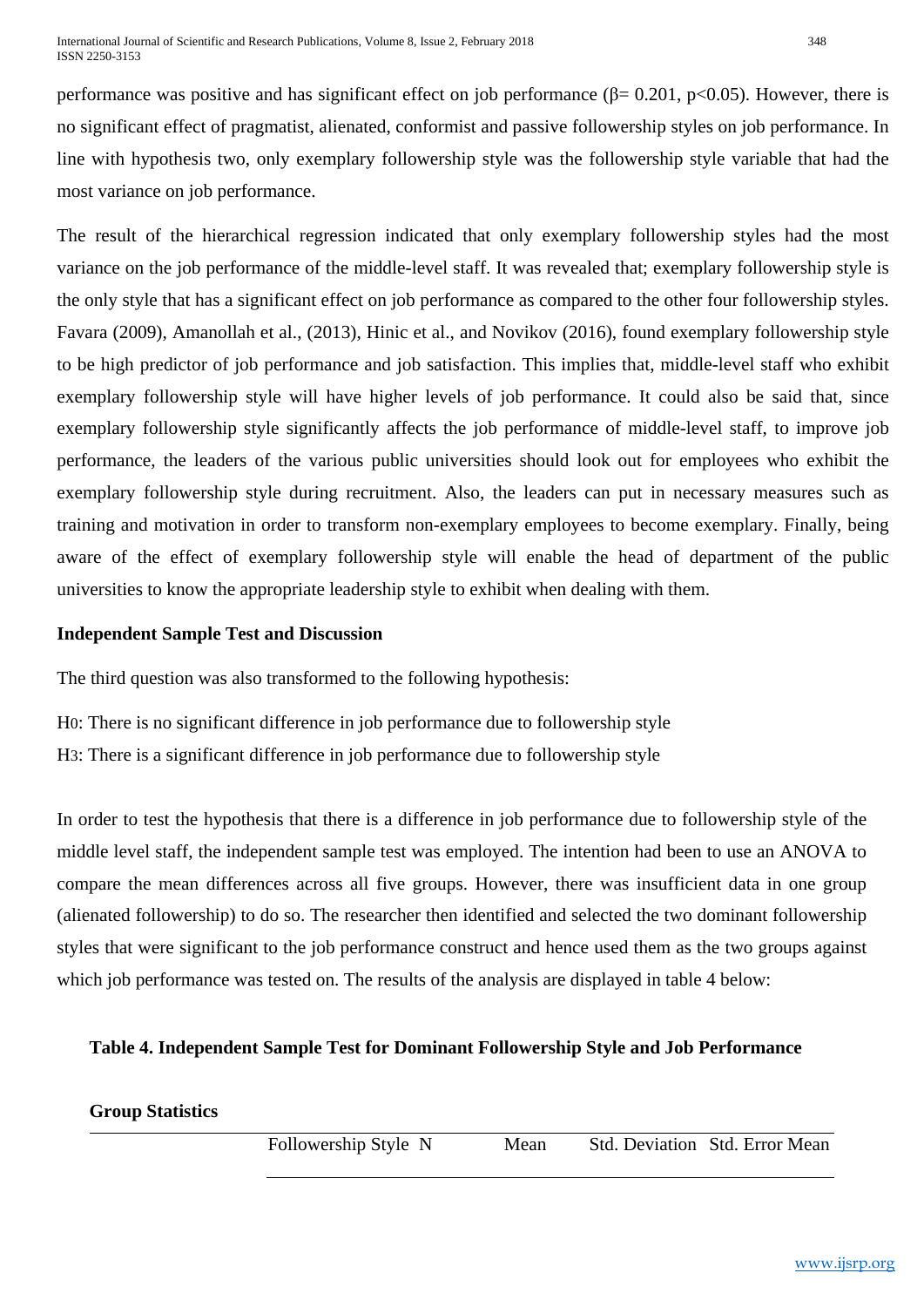performance was positive and has significant effect on job performance (β= 0.201, $p<0.05$). However, there is no significant effect of pragmatist, alienated, conformist and passive followership styles on job performance. In line with hypothesis two, only exemplary followership style was the followership style variable that had the most variance on job performance.

The result of the hierarchical regression indicated that only exemplary followership styles had the most variance on the job performance of the middle-level staff. It was revealed that; exemplary followership style is the only style that has a significant effect on job performance as compared to the other four followership styles. Favara (2009), Amanollah et al., (2013), Hinic et al., and Novikov (2016), found exemplary followership style to be high predictor of job performance and job satisfaction. This implies that, middle-level staff who exhibit exemplary followership style will have higher levels of job performance. It could also be said that, since exemplary followership style significantly affects the job performance of middle-level staff, to improve job performance, the leaders of the various public universities should look out for employees who exhibit the exemplary followership style during recruitment. Also, the leaders can put in necessary measures such as training and motivation in order to transform non-exemplary employees to become exemplary. Finally, being aware of the effect of exemplary followership style will enable the head of department of the public universities to know the appropriate leadership style to exhibit when dealing with them.

**Independent Sample Test and Discussion**

The third question was also transformed to the following hypothesis:

H0: There is no significant difference in job performance due to followership style

H3: There is a significant difference in job performance due to followership style

In order to test the hypothesis that there is a difference in job performance due to followership style of the middle level staff, the independent sample test was employed. The intention had been to use an ANOVA to compare the mean differences across all five groups. However, there was insufficient data in one group (alienated followership) to do so. The researcher then identified and selected the two dominant followership styles that were significant to the job performance construct and hence used them as the two groups against which job performance was tested on. The results of the analysis are displayed in table 4 below:

**Table 4. Independent Sample Test for Dominant Followership Style and Job Performance**

**Group Statistics**

| | Followership Style | N | Mean | Std. Deviation | Std. Error Mean |
|---|---|---|---|---|---|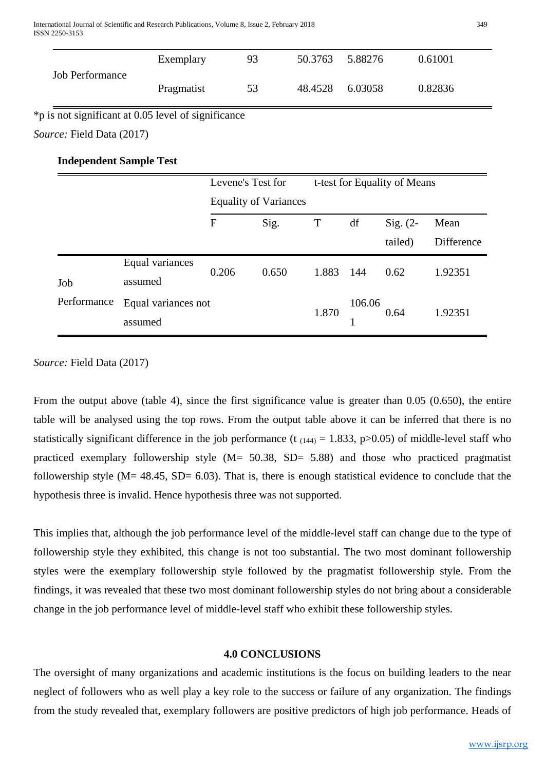| | | | | | |
|---|---|---|---|---|---|
| Job Performance | Exemplary | 93 | 50.3763 | 5.88276 | 0.61001 |
| | Pragmatist | 53 | 48.4528 | 6.03058 | 0.82836 |

*p is not significant at 0.05 level of significance

*Source:* Field Data (2017)

**Independent Sample Test**

| | | Levene's Test for Equality of Variances | | t-test for Equality of Means | | | |
|---|---|---|---|---|---|---|---|
| | | F | Sig. | T | df | Sig. (2-tailed) | Mean Difference |
| Job Performance | Equal variances assumed | 0.206 | 0.650 | 1.883 | 144 | 0.62 | 1.92351 |
| | Equal variances not assumed | | | 1.870 | 106.061 | 0.64 | 1.92351 |

*Source:* Field Data (2017)

From the output above (table 4), since the first significance value is greater than 0.05 (0.650), the entire table will be analysed using the top rows. From the output table above it can be inferred that there is no statistically significant difference in the job performance ($t_{(144)} = 1.833$, $p>0.05$) of middle-level staff who practiced exemplary followership style (M= 50.38, SD= 5.88) and those who practiced pragmatist followership style (M= 48.45, SD= 6.03). That is, there is enough statistical evidence to conclude that the hypothesis three is invalid. Hence hypothesis three was not supported.

This implies that, although the job performance level of the middle-level staff can change due to the type of followership style they exhibited, this change is not too substantial. The two most dominant followership styles were the exemplary followership style followed by the pragmatist followership style. From the findings, it was revealed that these two most dominant followership styles do not bring about a considerable change in the job performance level of middle-level staff who exhibit these followership styles.

## 4.0 CONCLUSIONS

The oversight of many organizations and academic institutions is the focus on building leaders to the near neglect of followers who as well play a key role to the success or failure of any organization. The findings from the study revealed that, exemplary followers are positive predictors of high job performance. Heads of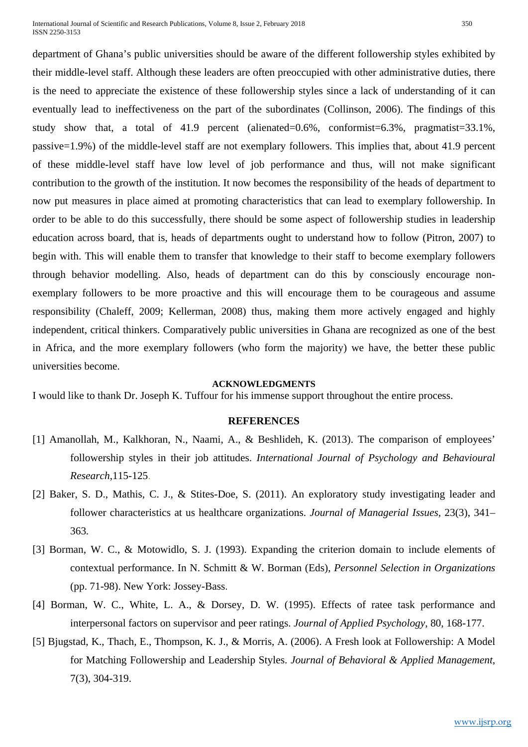department of Ghana's public universities should be aware of the different followership styles exhibited by their middle-level staff. Although these leaders are often preoccupied with other administrative duties, there is the need to appreciate the existence of these followership styles since a lack of understanding of it can eventually lead to ineffectiveness on the part of the subordinates (Collinson, 2006). The findings of this study show that, a total of 41.9 percent (alienated=0.6%, conformist=6.3%, pragmatist=33.1%, passive=1.9%) of the middle-level staff are not exemplary followers. This implies that, about 41.9 percent of these middle-level staff have low level of job performance and thus, will not make significant contribution to the growth of the institution. It now becomes the responsibility of the heads of department to now put measures in place aimed at promoting characteristics that can lead to exemplary followership. In order to be able to do this successfully, there should be some aspect of followership studies in leadership education across board, that is, heads of departments ought to understand how to follow (Pitron, 2007) to begin with. This will enable them to transfer that knowledge to their staff to become exemplary followers through behavior modelling. Also, heads of department can do this by consciously encourage non-exemplary followers to be more proactive and this will encourage them to be courageous and assume responsibility (Chaleff, 2009; Kellerman, 2008) thus, making them more actively engaged and highly independent, critical thinkers. Comparatively public universities in Ghana are recognized as one of the best in Africa, and the more exemplary followers (who form the majority) we have, the better these public universities become.

## ACKNOWLEDGMENTS

I would like to thank Dr. Joseph K. Tuffour for his immense support throughout the entire process.

## REFERENCES

[1] Amanollah, M., Kalkhoran, N., Naami, A., & Beshlideh, K. (2013). The comparison of employees' followership styles in their job attitudes. *International Journal of Psychology and Behavioural Research*,115-125.

[2] Baker, S. D., Mathis, C. J., & Stites-Doe, S. (2011). An exploratory study investigating leader and follower characteristics at us healthcare organizations. *Journal of Managerial Issues*, 23(3), 341–363.

[3] Borman, W. C., & Motowidlo, S. J. (1993). Expanding the criterion domain to include elements of contextual performance. In N. Schmitt & W. Borman (Eds), *Personnel Selection in Organizations* (pp. 71-98). New York: Jossey-Bass.

[4] Borman, W. C., White, L. A., & Dorsey, D. W. (1995). Effects of ratee task performance and interpersonal factors on supervisor and peer ratings. *Journal of Applied Psychology*, 80, 168-177.

[5] Bjugstad, K., Thach, E., Thompson, K. J., & Morris, A. (2006). A Fresh look at Followership: A Model for Matching Followership and Leadership Styles. *Journal of Behavioral & Applied Management*, 7(3), 304-319.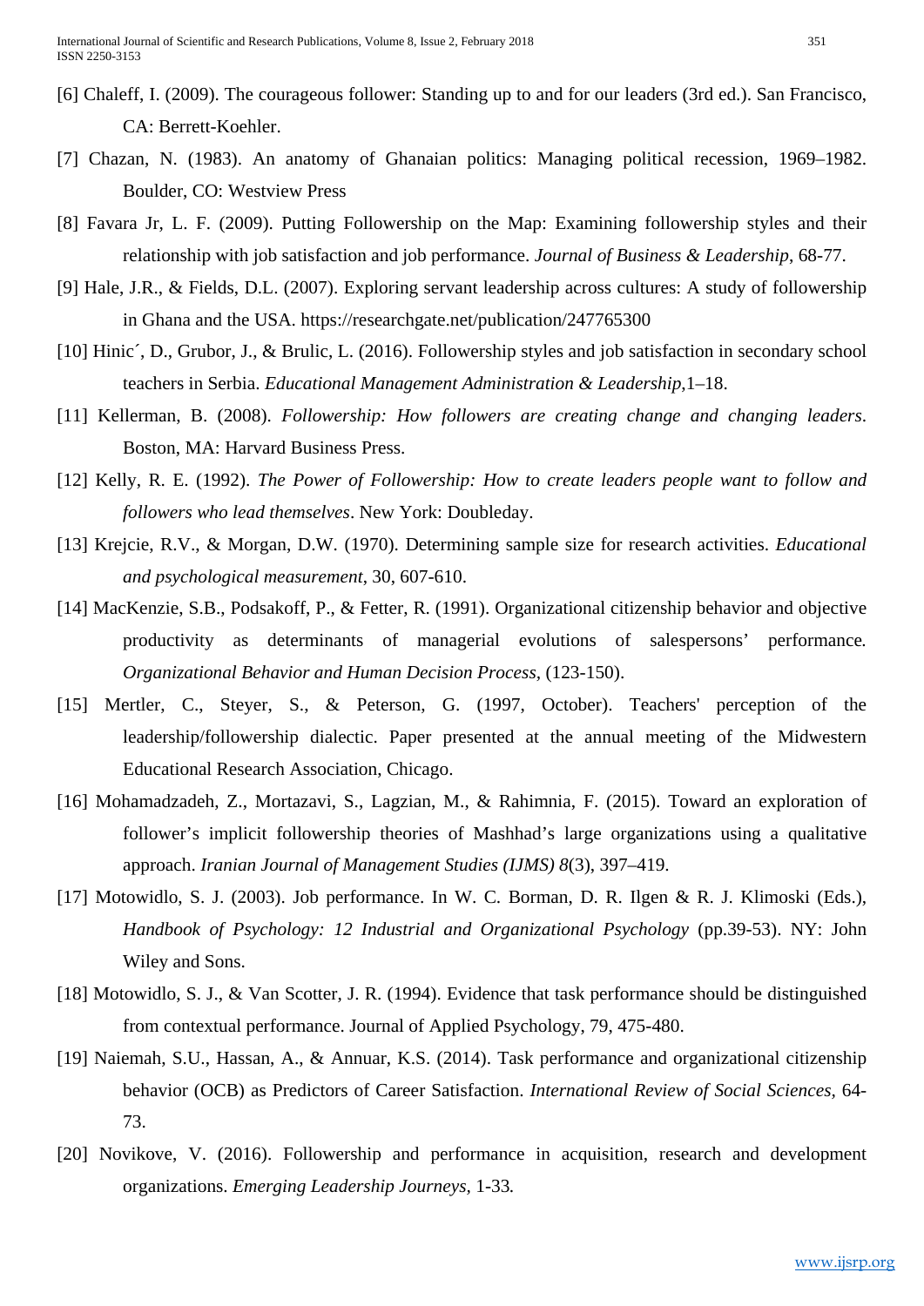[6] Chaleff, I. (2009). The courageous follower: Standing up to and for our leaders (3rd ed.). San Francisco, CA: Berrett-Koehler.

[7] Chazan, N. (1983). An anatomy of Ghanaian politics: Managing political recession, 1969–1982. Boulder, CO: Westview Press

[8] Favara Jr, L. F. (2009). Putting Followership on the Map: Examining followership styles and their relationship with job satisfaction and job performance. *Journal of Business & Leadership*, 68-77.

[9] Hale, J.R., & Fields, D.L. (2007). Exploring servant leadership across cultures: A study of followership in Ghana and the USA. https://researchgate.net/publication/247765300

[10] Hinic´, D., Grubor, J., & Brulic, L. (2016). Followership styles and job satisfaction in secondary school teachers in Serbia. *Educational Management Administration & Leadership*,1–18.

[11] Kellerman, B. (2008). *Followership: How followers are creating change and changing leaders*. Boston, MA: Harvard Business Press.

[12] Kelly, R. E. (1992). *The Power of Followership: How to create leaders people want to follow and followers who lead themselves*. New York: Doubleday.

[13] Krejcie, R.V., & Morgan, D.W. (1970). Determining sample size for research activities. *Educational and psychological measurement*, 30, 607-610.

[14] MacKenzie, S.B., Podsakoff, P., & Fetter, R. (1991). Organizational citizenship behavior and objective productivity as determinants of managerial evolutions of salespersons' performance. *Organizational Behavior and Human Decision Process*, (123-150).

[15] Mertler, C., Steyer, S., & Peterson, G. (1997, October). Teachers' perception of the leadership/followership dialectic. Paper presented at the annual meeting of the Midwestern Educational Research Association, Chicago.

[16] Mohamadzadeh, Z., Mortazavi, S., Lagzian, M., & Rahimnia, F. (2015). Toward an exploration of follower's implicit followership theories of Mashhad's large organizations using a qualitative approach. *Iranian Journal of Management Studies (IJMS) 8*(3), 397–419.

[17] Motowidlo, S. J. (2003). Job performance. In W. C. Borman, D. R. Ilgen & R. J. Klimoski (Eds.), *Handbook of Psychology: 12 Industrial and Organizational Psychology* (pp.39-53). NY: John Wiley and Sons.

[18] Motowidlo, S. J., & Van Scotter, J. R. (1994). Evidence that task performance should be distinguished from contextual performance. Journal of Applied Psychology, 79, 475-480.

[19] Naiemah, S.U., Hassan, A., & Annuar, K.S. (2014). Task performance and organizational citizenship behavior (OCB) as Predictors of Career Satisfaction. *International Review of Social Sciences*, 64-73.

[20] Novikove, V. (2016). Followership and performance in acquisition, research and development organizations. *Emerging Leadership Journeys*, 1-33.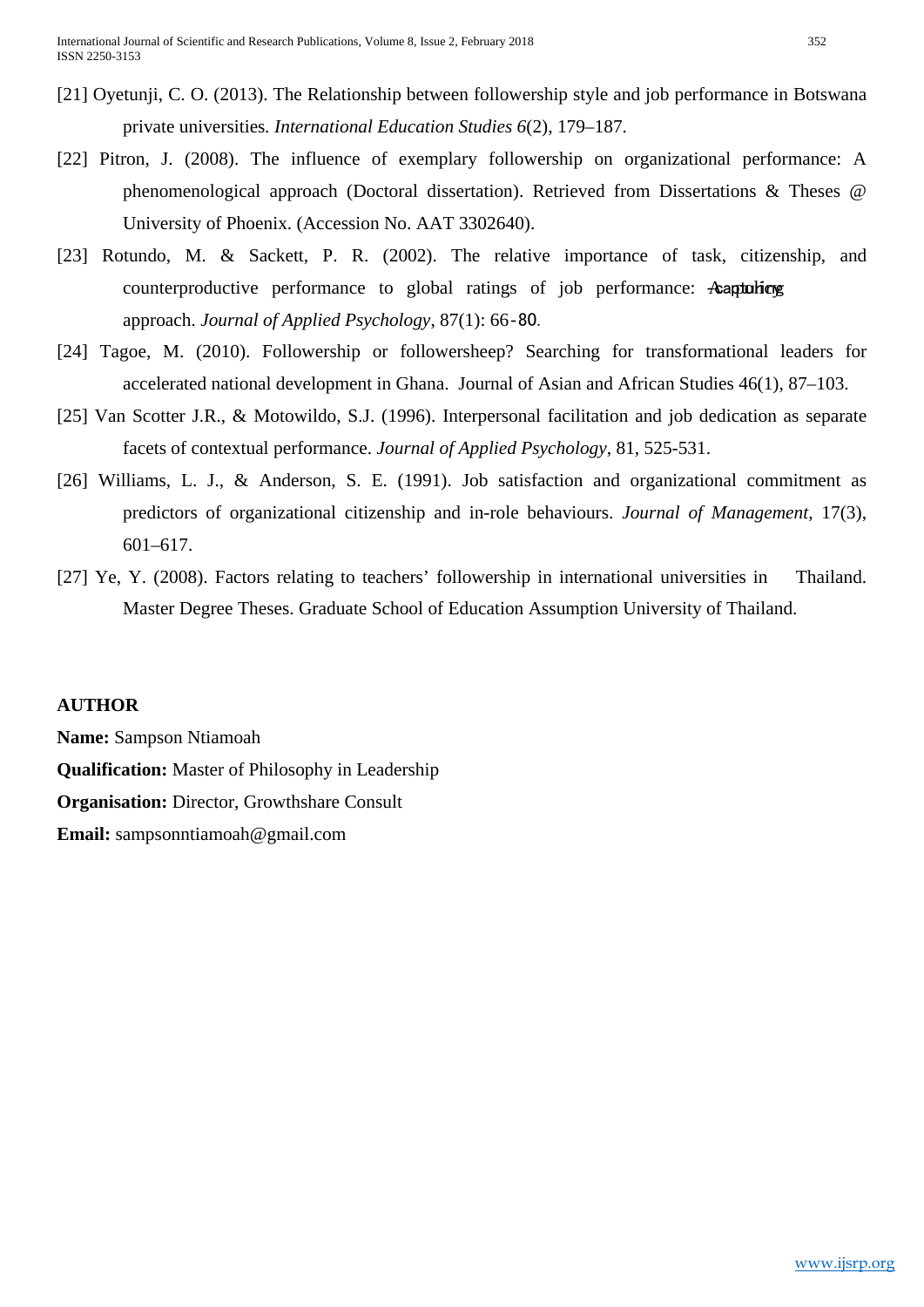[21] Oyetunji, C. O. (2013). The Relationship between followership style and job performance in Botswana private universities*. International Education Studies 6*(2), 179–187.

[22] Pitron, J. (2008). The influence of exemplary followership on organizational performance: A phenomenological approach (Doctoral dissertation). Retrieved from Dissertations & Theses @ University of Phoenix. (Accession No. AAT 3302640).

[23] Rotundo, M. & Sackett, P. R. (2002). The relative importance of task, citizenship, and counterproductive performance to global ratings of job performance: A policy capturing approach. *Journal of Applied Psychology*, 87(1): 66-80.

[24] Tagoe, M. (2010). Followership or followersheep? Searching for transformational leaders for accelerated national development in Ghana. Journal of Asian and African Studies 46(1), 87–103.

[25] Van Scotter J.R., & Motowildo, S.J. (1996). Interpersonal facilitation and job dedication as separate facets of contextual performance. *Journal of Applied Psychology*, 81, 525-531.

[26] Williams, L. J., & Anderson, S. E. (1991). Job satisfaction and organizational commitment as predictors of organizational citizenship and in-role behaviours. *Journal of Management*, 17(3), 601–617.

[27] Ye, Y. (2008). Factors relating to teachers' followership in international universities in Thailand. Master Degree Theses. Graduate School of Education Assumption University of Thailand.

## AUTHOR

**Name:** Sampson Ntiamoah

**Qualification:** Master of Philosophy in Leadership

**Organisation:** Director, Growthshare Consult

**Email:** sampsonntiamoah@gmail.com